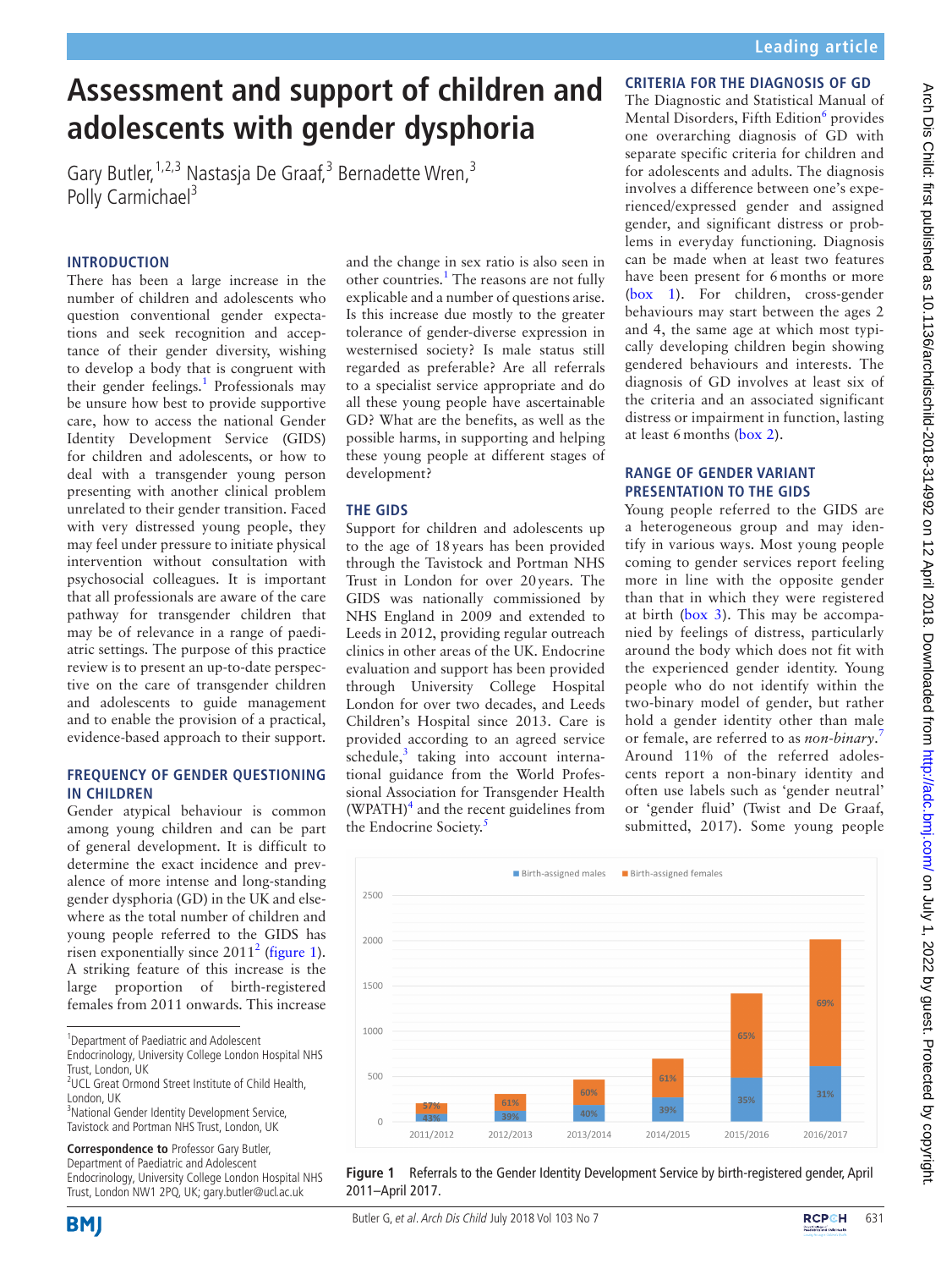# Assessment and support of children and adolescents with gender dysphoria

Gary Butler,[1,2,3] Nastasja De Graaf,[3] Bernadette Wren,[3] Polly Carmichael[3]

## Introduction

There has been a large increase in the number of children and adolescents who question conventional gender expectations and seek recognition and acceptance of their gender diversity, wishing to develop a body that is congruent with their gender feelings.[1] Professionals may be unsure how best to provide supportive care, how to access the national Gender Identity Development Service (GIDS) for children and adolescents, or how to deal with a transgender young person presenting with another clinical problem unrelated to their gender transition. Faced with very distressed young people, they may feel under pressure to initiate physical intervention without consultation with psychosocial colleagues. It is important that all professionals are aware of the care pathway for transgender children that may be of relevance in a range of paediatric settings. The purpose of this practice review is to present an up-to-date perspective on the care of transgender children and adolescents to guide management and to enable the provision of a practical, evidence-based approach to their support.

## Frequency of gender questioning in children

Gender atypical behaviour is common among young children and can be part of general development. It is difficult to determine the exact incidence and prevalence of more intense and long-standing gender dysphoria (GD) in the UK and elsewhere as the total number of children and young people referred to the GIDS has risen exponentially since 2011[2] (figure 1). A striking feature of this increase is the large proportion of birth-registered females from 2011 onwards. This increase and the change in sex ratio is also seen in other countries.[1] The reasons are not fully explicable and a number of questions arise. Is this increase due mostly to the greater tolerance of gender-diverse expression in westernised society? Is male status still regarded as preferable? Are all referrals to a specialist service appropriate and do all these young people have ascertainable GD? What are the benefits, as well as the possible harms, in supporting and helping these young people at different stages of development?

## The GIDS

Support for children and adolescents up to the age of 18 years has been provided through the Tavistock and Portman NHS Trust in London for over 20 years. The GIDS was nationally commissioned by NHS England in 2009 and extended to Leeds in 2012, providing regular outreach clinics in other areas of the UK. Endocrine evaluation and support has been provided through University College Hospital London for over two decades, and Leeds Children's Hospital since 2013. Care is provided according to an agreed service schedule,[3] taking into account international guidance from the World Professional Association for Transgender Health (WPATH)[4] and the recent guidelines from the Endocrine Society.[5]

## Criteria for the diagnosis of GD

The Diagnostic and Statistical Manual of Mental Disorders, Fifth Edition[6] provides one overarching diagnosis of GD with separate specific criteria for children and for adolescents and adults. The diagnosis involves a difference between one's experienced/expressed gender and assigned gender, and significant distress or problems in everyday functioning. Diagnosis can be made when at least two features have been present for 6 months or more (box 1). For children, cross-gender behaviours may start between the ages 2 and 4, the same age at which most typically developing children begin showing gendered behaviours and interests. The diagnosis of GD involves at least six of the criteria and an associated significant distress or impairment in function, lasting at least 6 months (box 2).

## Range of gender variant presentation to the GIDS

Young people referred to the GIDS are a heterogeneous group and may identify in various ways. Most young people coming to gender services report feeling more in line with the opposite gender than that in which they were registered at birth (box 3). This may be accompanied by feelings of distress, particularly around the body which does not fit with the experienced gender identity. Young people who do not identify within the two-binary model of gender, but rather hold a gender identity other than male or female, are referred to as *non-binary*.[7] Around 11% of the referred adolescents report a non-binary identity and often use labels such as 'gender neutral' or 'gender fluid' (Twist and De Graaf, submitted, 2017). Some young people

Birth-assigned males
Birth-assigned females

2500
2000
1500
1000
500
0

2011/2012: 57%, 43%
2012/2013: 61%, 39%
2013/2014: 60%, 40%
2014/2015: 61%, 39%
2015/2016: 65%, 35%
2016/2017: 69%, 31%

**Figure 1** Referrals to the Gender Identity Development Service by birth-registered gender, April 2011–April 2017.

---

[1]Department of Paediatric and Adolescent Endocrinology, University College London Hospital NHS Trust, London, UK
[2]UCL Great Ormond Street Institute of Child Health, London, UK
[3]National Gender Identity Development Service, Tavistock and Portman NHS Trust, London, UK

**Correspondence to** Professor Gary Butler, Department of Paediatric and Adolescent Endocrinology, University College London Hospital NHS Trust, London NW1 2PQ, UK; gary.butler@ucl.ac.uk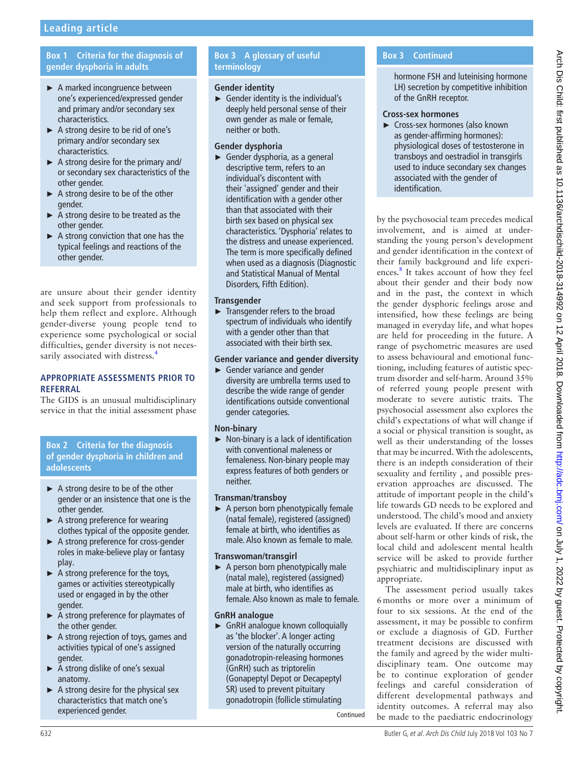### Box 1 Criteria for the diagnosis of gender dysphoria in adults

- A marked incongruence between one's experienced/expressed gender and primary and/or secondary sex characteristics.
- A strong desire to be rid of one's primary and/or secondary sex characteristics.
- A strong desire for the primary and/or secondary sex characteristics of the other gender.
- A strong desire to be of the other gender.
- A strong desire to be treated as the other gender.
- A strong conviction that one has the typical feelings and reactions of the other gender.

are unsure about their gender identity and seek support from professionals to help them reflect and explore. Although gender-diverse young people tend to experience some psychological or social difficulties, gender diversity is not necessarily associated with distress.[4]

## APPROPRIATE ASSESSMENTS PRIOR TO REFERRAL

The GIDS is an unusual multidisciplinary service in that the initial assessment phase by the psychosocial team precedes medical involvement, and is aimed at understanding the young person's development and gender identification in the context of their family background and life experiences.[8] It takes account of how they feel about their gender and their body now and in the past, the context in which the gender dysphoric feelings arose and intensified, how these feelings are being managed in everyday life, and what hopes are held for proceeding in the future. A range of psychometric measures are used to assess behavioural and emotional functioning, including features of autistic spectrum disorder and self-harm. Around 35% of referred young people present with moderate to severe autistic traits. The psychosocial assessment also explores the child's expectations of what will change if a social or physical transition is sought, as well as their understanding of the losses that may be incurred. With the adolescents, there is an indepth consideration of their sexuality and fertility , and possible preservation approaches are discussed. The attitude of important people in the child's life towards GD needs to be explored and understood. The child's mood and anxiety levels are evaluated. If there are concerns about self-harm or other kinds of risk, the local child and adolescent mental health service will be asked to provide further psychiatric and multidisciplinary input as appropriate.

The assessment period usually takes 6 months or more over a minimum of four to six sessions. At the end of the assessment, it may be possible to confirm or exclude a diagnosis of GD. Further treatment decisions are discussed with the family and agreed by the wider multidisciplinary team. One outcome may be to continue exploration of gender feelings and careful consideration of different developmental pathways and identity outcomes. A referral may also be made to the paediatric endocrinology

### Box 2 Criteria for the diagnosis of gender dysphoria in children and adolescents

- A strong desire to be of the other gender or an insistence that one is the other gender.
- A strong preference for wearing clothes typical of the opposite gender.
- A strong preference for cross-gender roles in make-believe play or fantasy play.
- A strong preference for the toys, games or activities stereotypically used or engaged in by the other gender.
- A strong preference for playmates of the other gender.
- A strong rejection of toys, games and activities typical of one's assigned gender.
- A strong dislike of one's sexual anatomy.
- A strong desire for the physical sex characteristics that match one's experienced gender.

### Box 3 A glossary of useful terminology

**Gender identity**

- Gender identity is the individual's deeply held personal sense of their own gender as male or female, neither or both.

**Gender dysphoria**

- Gender dysphoria, as a general descriptive term, refers to an individual's discontent with their 'assigned' gender and their identification with a gender other than that associated with their birth sex based on physical sex characteristics. 'Dysphoria' relates to the distress and unease experienced. The term is more specifically defined when used as a diagnosis (Diagnostic and Statistical Manual of Mental Disorders, Fifth Edition).

**Transgender**

- Transgender refers to the broad spectrum of individuals who identify with a gender other than that associated with their birth sex.

**Gender variance and gender diversity**

- Gender variance and gender diversity are umbrella terms used to describe the wide range of gender identifications outside conventional gender categories.

**Non-binary**

- Non-binary is a lack of identification with conventional maleness or femaleness. Non-binary people may express features of both genders or neither.

**Transman/transboy**

- A person born phenotypically female (natal female), registered (assigned) female at birth, who identifies as male. Also known as female to male.

**Transwoman/transgirl**

- A person born phenotypically male (natal male), registered (assigned) male at birth, who identifies as female. Also known as male to female.

**GnRH analogue**

- GnRH analogue known colloquially as 'the blocker'. A longer acting version of the naturally occurring gonadotropin-releasing hormones (GnRH) such as triptorelin (Gonapeptyl Depot or Decapeptyl SR) used to prevent pituitary gonadotropin (follicle stimulating hormone FSH and luteinising hormone LH) secretion by competitive inhibition of the GnRH receptor.

**Cross-sex hormones**

- Cross-sex hormones (also known as gender-affirming hormones): physiological doses of testosterone in transboys and oestradiol in transgirls used to induce secondary sex changes associated with the gender of identification.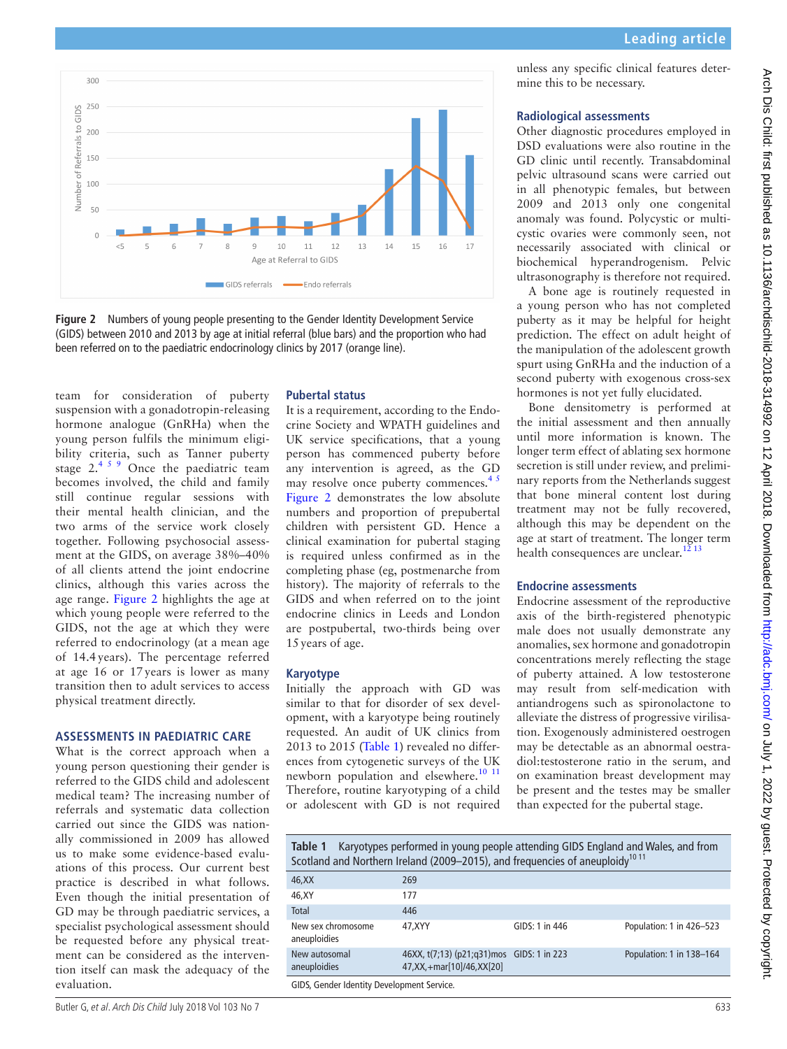Figure 2 Numbers of young people presenting to the Gender Identity Development Service (GIDS) between 2010 and 2013 by age at initial referral (blue bars) and the proportion who had been referred on to the paediatric endocrinology clinics by 2017 (orange line).

team for consideration of puberty suspension with a gonadotropin-releasing hormone analogue (GnRHa) when the young person fulfils the minimum eligibility criteria, such as Tanner puberty stage 2.[4 5 9] Once the paediatric team becomes involved, the child and family still continue regular sessions with their mental health clinician, and the two arms of the service work closely together. Following psychosocial assessment at the GIDS, on average 38%–40% of all clients attend the joint endocrine clinics, although this varies across the age range. Figure 2 highlights the age at which young people were referred to the GIDS, not the age at which they were referred to endocrinology (at a mean age of 14.4 years). The percentage referred at age 16 or 17 years is lower as many transition then to adult services to access physical treatment directly.

## ASSESSMENTS IN PAEDIATRIC CARE

What is the correct approach when a young person questioning their gender is referred to the GIDS child and adolescent medical team? The increasing number of referrals and systematic data collection carried out since the GIDS was nationally commissioned in 2009 has allowed us to make some evidence-based evaluations of this process. Our current best practice is described in what follows. Even though the initial presentation of GD may be through paediatric services, a specialist psychological assessment should be requested before any physical treatment can be considered as the intervention itself can mask the adequacy of the evaluation.

### Pubertal status

It is a requirement, according to the Endocrine Society and WPATH guidelines and UK service specifications, that a young person has commenced puberty before any intervention is agreed, as the GD may resolve once puberty commences.[4 5] Figure 2 demonstrates the low absolute numbers and proportion of prepubertal children with persistent GD. Hence a clinical examination for pubertal staging is required unless confirmed as in the completing phase (eg, postmenarche from history). The majority of referrals to the GIDS and when referred on to the joint endocrine clinics in Leeds and London are postpubertal, two-thirds being over 15 years of age.

### Karyotype

Initially the approach with GD was similar to that for disorder of sex development, with a karyotype being routinely requested. An audit of UK clinics from 2013 to 2015 (Table 1) revealed no differences from cytogenetic surveys of the UK newborn population and elsewhere.[10 11] Therefore, routine karyotyping of a child or adolescent with GD is not required unless any specific clinical features determine this to be necessary.

### Radiological assessments

Other diagnostic procedures employed in DSD evaluations were also routine in the GD clinic until recently. Transabdominal pelvic ultrasound scans were carried out in all phenotypic females, but between 2009 and 2013 only one congenital anomaly was found. Polycystic or multicystic ovaries were commonly seen, not necessarily associated with clinical or biochemical hyperandrogenism. Pelvic ultrasonography is therefore not required.

A bone age is routinely requested in a young person who has not completed puberty as it may be helpful for height prediction. The effect on adult height of the manipulation of the adolescent growth spurt using GnRHa and the induction of a second puberty with exogenous cross-sex hormones is not yet fully elucidated.

Bone densitometry is performed at the initial assessment and then annually until more information is known. The longer term effect of ablating sex hormone secretion is still under review, and preliminary reports from the Netherlands suggest that bone mineral content lost during treatment may not be fully recovered, although this may be dependent on the age at start of treatment. The longer term health consequences are unclear.[12 13]

### Endocrine assessments

Endocrine assessment of the reproductive axis of the birth-registered phenotypic male does not usually demonstrate any anomalies, sex hormone and gonadotropin concentrations merely reflecting the stage of puberty attained. A low testosterone may result from self-medication with antiandrogens such as spironolactone to alleviate the distress of progressive virilisation. Exogenously administered oestrogen may be detectable as an abnormal oestradiol:testosterone ratio in the serum, and on examination breast development may be present and the testes may be smaller than expected for the pubertal stage.

**Table 1** Karyotypes performed in young people attending GIDS England and Wales, and from Scotland and Northern Ireland (2009–2015), and frequencies of aneuploidy[10 11]

| | | | |
|---|---|---|---|
| 46,XX | 269 | | |
| 46,XY | 177 | | |
| Total | 446 | | |
| New sex chromosome aneuploidies | 47,XYY | GIDS: 1 in 446 | Population: 1 in 426–523 |
| New autosomal aneuploidies | 46XX, t(7;13) (p21;q31)mos 47,XX,+mar[10]/46,XX[20] | GIDS: 1 in 223 | Population: 1 in 138–164 |

GIDS, Gender Identity Development Service.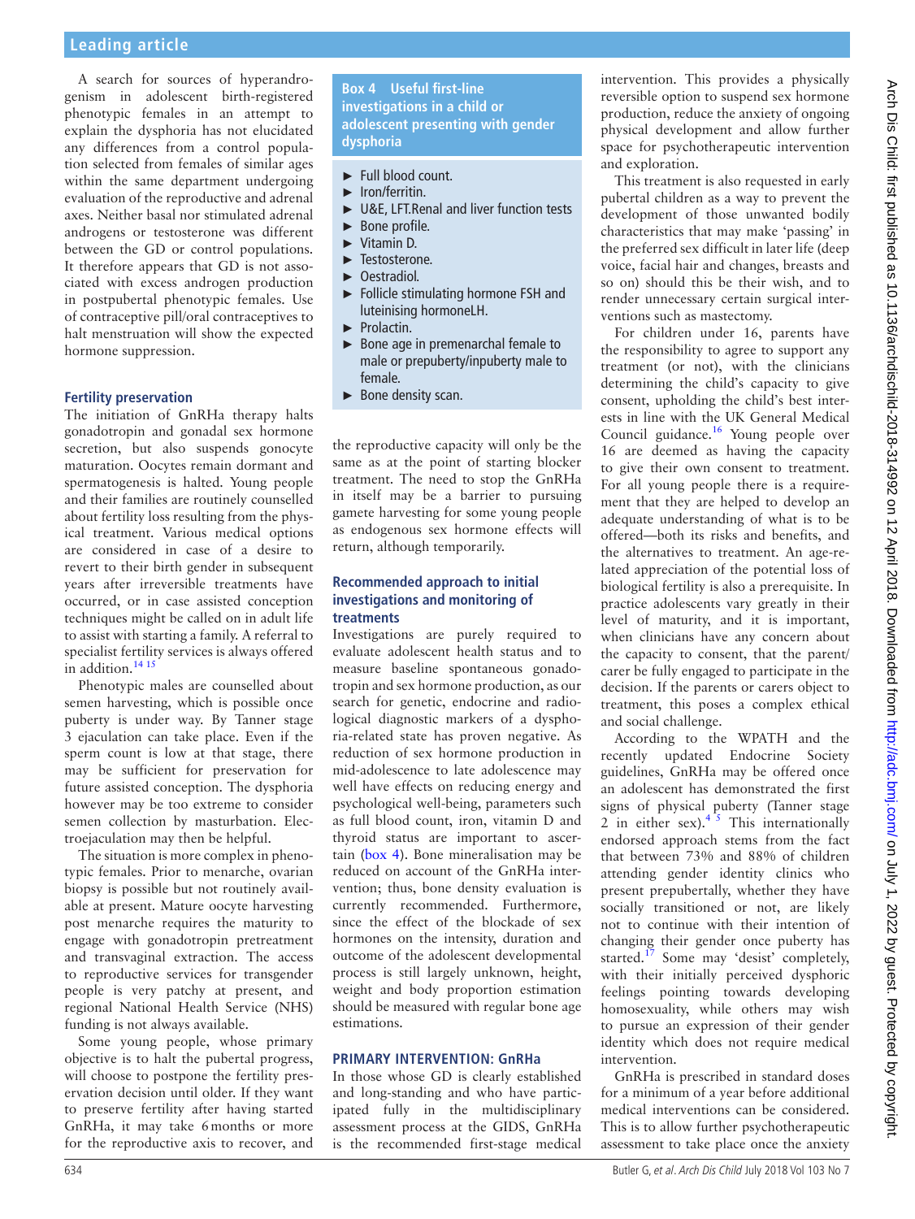A search for sources of hyperandrogenism in adolescent birth-registered phenotypic females in an attempt to explain the dysphoria has not elucidated any differences from a control population selected from females of similar ages within the same department undergoing evaluation of the reproductive and adrenal axes. Neither basal nor stimulated adrenal androgens or testosterone was different between the GD or control populations. It therefore appears that GD is not associated with excess androgen production in postpubertal phenotypic females. Use of contraceptive pill/oral contraceptives to halt menstruation will show the expected hormone suppression.

### Fertility preservation

The initiation of GnRHa therapy halts gonadotropin and gonadal sex hormone secretion, but also suspends gonocyte maturation. Oocytes remain dormant and spermatogenesis is halted. Young people and their families are routinely counselled about fertility loss resulting from the physical treatment. Various medical options are considered in case of a desire to revert to their birth gender in subsequent years after irreversible treatments have occurred, or in case assisted conception techniques might be called on in adult life to assist with starting a family. A referral to specialist fertility services is always offered in addition.[14 15]

Phenotypic males are counselled about semen harvesting, which is possible once puberty is under way. By Tanner stage 3 ejaculation can take place. Even if the sperm count is low at that stage, there may be sufficient for preservation for future assisted conception. The dysphoria however may be too extreme to consider semen collection by masturbation. Electroejaculation may then be helpful.

The situation is more complex in phenotypic females. Prior to menarche, ovarian biopsy is possible but not routinely available at present. Mature oocyte harvesting post menarche requires the maturity to engage with gonadotropin pretreatment and transvaginal extraction. The access to reproductive services for transgender people is very patchy at present, and regional National Health Service (NHS) funding is not always available.

Some young people, whose primary objective is to halt the pubertal progress, will choose to postpone the fertility preservation decision until older. If they want to preserve fertility after having started GnRHa, it may take 6 months or more for the reproductive axis to recover, and the reproductive capacity will only be the same as at the point of starting blocker treatment. The need to stop the GnRHa in itself may be a barrier to pursuing gamete harvesting for some young people as endogenous sex hormone effects will return, although temporarily.

> **Box 4 Useful first-line investigations in a child or adolescent presenting with gender dysphoria**
>
> - Full blood count.
> - Iron/ferritin.
> - U&E, LFT.Renal and liver function tests
> - Bone profile.
> - Vitamin D.
> - Testosterone.
> - Oestradiol.
> - Follicle stimulating hormone FSH and luteinising hormoneLH.
> - Prolactin.
> - Bone age in premenarchal female to male or prepuberty/inpuberty male to female.
> - Bone density scan.

### Recommended approach to initial investigations and monitoring of treatments

Investigations are purely required to evaluate adolescent health status and to measure baseline spontaneous gonadotropin and sex hormone production, as our search for genetic, endocrine and radiological diagnostic markers of a dysphoria-related state has proven negative. As reduction of sex hormone production in mid-adolescence to late adolescence may well have effects on reducing energy and psychological well-being, parameters such as full blood count, iron, vitamin D and thyroid status are important to ascertain (box 4). Bone mineralisation may be reduced on account of the GnRHa intervention; thus, bone density evaluation is currently recommended. Furthermore, since the effect of the blockade of sex hormones on the intensity, duration and outcome of the adolescent developmental process is still largely unknown, height, weight and body proportion estimation should be measured with regular bone age estimations.

### PRIMARY INTERVENTION: GnRHa

In those whose GD is clearly established and long-standing and who have participated fully in the multidisciplinary assessment process at the GIDS, GnRHa is the recommended first-stage medical intervention. This provides a physically reversible option to suspend sex hormone production, reduce the anxiety of ongoing physical development and allow further space for psychotherapeutic intervention and exploration.

This treatment is also requested in early pubertal children as a way to prevent the development of those unwanted bodily characteristics that may make 'passing' in the preferred sex difficult in later life (deep voice, facial hair and changes, breasts and so on) should this be their wish, and to render unnecessary certain surgical interventions such as mastectomy.

For children under 16, parents have the responsibility to agree to support any treatment (or not), with the clinicians determining the child's capacity to give consent, upholding the child's best interests in line with the UK General Medical Council guidance.[16] Young people over 16 are deemed as having the capacity to give their own consent to treatment. For all young people there is a requirement that they are helped to develop an adequate understanding of what is to be offered—both its risks and benefits, and the alternatives to treatment. An age-related appreciation of the potential loss of biological fertility is also a prerequisite. In practice adolescents vary greatly in their level of maturity, and it is important, when clinicians have any concern about the capacity to consent, that the parent/carer be fully engaged to participate in the decision. If the parents or carers object to treatment, this poses a complex ethical and social challenge.

According to the WPATH and the recently updated Endocrine Society guidelines, GnRHa may be offered once an adolescent has demonstrated the first signs of physical puberty (Tanner stage 2 in either sex).[4 5] This internationally endorsed approach stems from the fact that between 73% and 88% of children attending gender identity clinics who present prepubertally, whether they have socially transitioned or not, are likely not to continue with their intention of changing their gender once puberty has started.[17] Some may 'desist' completely, with their initially perceived dysphoric feelings pointing towards developing homosexuality, while others may wish to pursue an expression of their gender identity which does not require medical intervention.

GnRHa is prescribed in standard doses for a minimum of a year before additional medical interventions can be considered. This is to allow further psychotherapeutic assessment to take place once the anxiety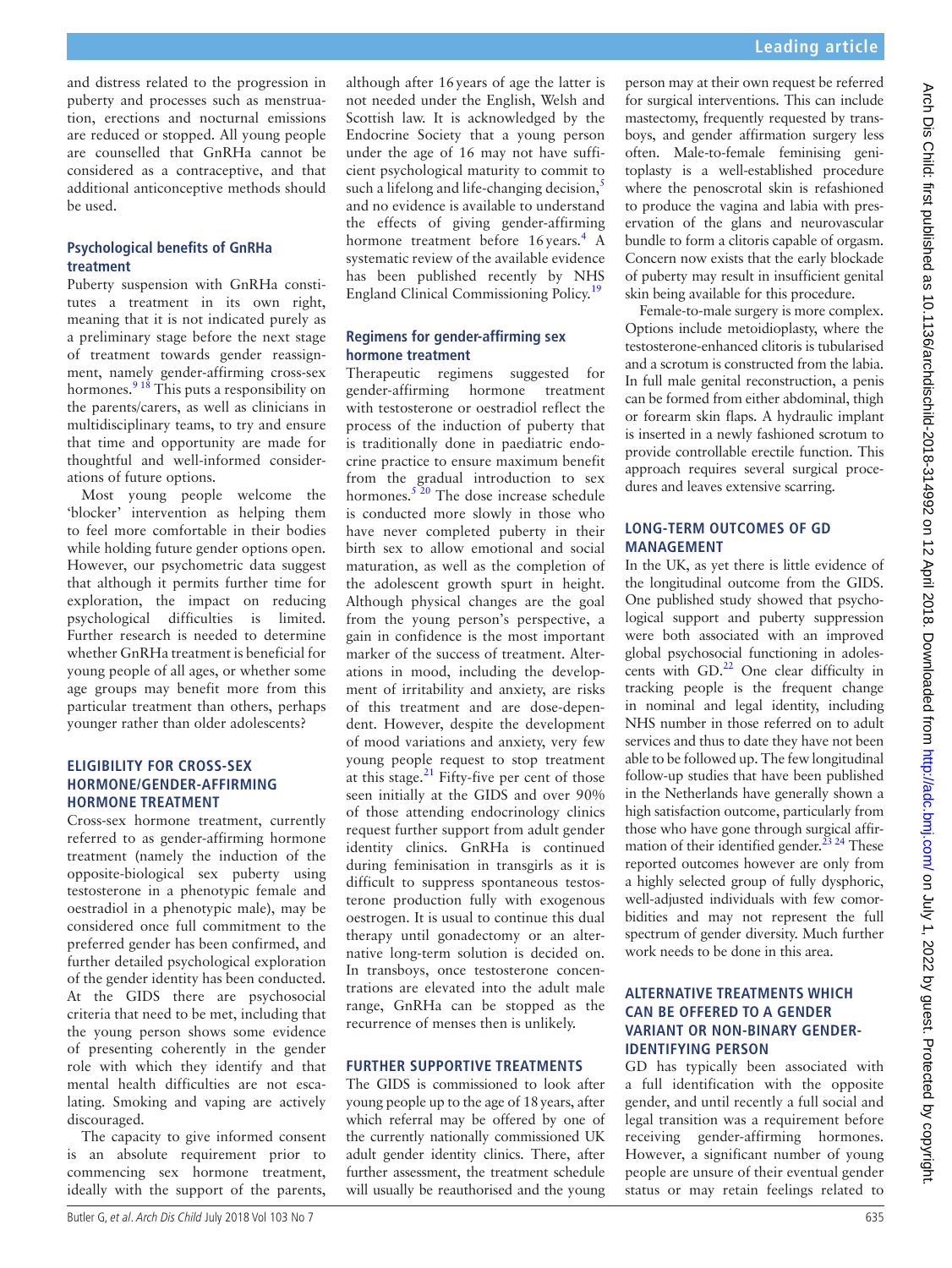and distress related to the progression in puberty and processes such as menstruation, erections and nocturnal emissions are reduced or stopped. All young people are counselled that GnRHa cannot be considered as a contraceptive, and that additional anticonceptive methods should be used.

### Psychological benefits of GnRHa treatment

Puberty suspension with GnRHa constitutes a treatment in its own right, meaning that it is not indicated purely as a preliminary stage before the next stage of treatment towards gender reassignment, namely gender-affirming cross-sex hormones.[9 18] This puts a responsibility on the parents/carers, as well as clinicians in multidisciplinary teams, to try and ensure that time and opportunity are made for thoughtful and well-informed considerations of future options.

Most young people welcome the 'blocker' intervention as helping them to feel more comfortable in their bodies while holding future gender options open. However, our psychometric data suggest that although it permits further time for exploration, the impact on reducing psychological difficulties is limited. Further research is needed to determine whether GnRHa treatment is beneficial for young people of all ages, or whether some age groups may benefit more from this particular treatment than others, perhaps younger rather than older adolescents?

## ELIGIBILITY FOR CROSS-SEX HORMONE/GENDER-AFFIRMING HORMONE TREATMENT

Cross-sex hormone treatment, currently referred to as gender-affirming hormone treatment (namely the induction of the opposite-biological sex puberty using testosterone in a phenotypic female and oestradiol in a phenotypic male), may be considered once full commitment to the preferred gender has been confirmed, and further detailed psychological exploration of the gender identity has been conducted. At the GIDS there are psychosocial criteria that need to be met, including that the young person shows some evidence of presenting coherently in the gender role with which they identify and that mental health difficulties are not escalating. Smoking and vaping are actively discouraged.

The capacity to give informed consent is an absolute requirement prior to commencing sex hormone treatment, ideally with the support of the parents, although after 16 years of age the latter is not needed under the English, Welsh and Scottish law. It is acknowledged by the Endocrine Society that a young person under the age of 16 may not have sufficient psychological maturity to commit to such a lifelong and life-changing decision,[5] and no evidence is available to understand the effects of giving gender-affirming hormone treatment before 16 years.[4] A systematic review of the available evidence has been published recently by NHS England Clinical Commissioning Policy.[19]

### Regimens for gender-affirming sex hormone treatment

Therapeutic regimens suggested for gender-affirming hormone treatment with testosterone or oestradiol reflect the process of the induction of puberty that is traditionally done in paediatric endocrine practice to ensure maximum benefit from the gradual introduction to sex hormones.[5 20] The dose increase schedule is conducted more slowly in those who have never completed puberty in their birth sex to allow emotional and social maturation, as well as the completion of the adolescent growth spurt in height. Although physical changes are the goal from the young person's perspective, a gain in confidence is the most important marker of the success of treatment. Alterations in mood, including the development of irritability and anxiety, are risks of this treatment and are dose-dependent. However, despite the development of mood variations and anxiety, very few young people request to stop treatment at this stage.[21] Fifty-five per cent of those seen initially at the GIDS and over 90% of those attending endocrinology clinics request further support from adult gender identity clinics. GnRHa is continued during feminisation in transgirls as it is difficult to suppress spontaneous testosterone production fully with exogenous oestrogen. It is usual to continue this dual therapy until gonadectomy or an alternative long-term solution is decided on. In transboys, once testosterone concentrations are elevated into the adult male range, GnRHa can be stopped as the recurrence of menses then is unlikely.

## FURTHER SUPPORTIVE TREATMENTS

The GIDS is commissioned to look after young people up to the age of 18 years, after which referral may be offered by one of the currently nationally commissioned UK adult gender identity clinics. There, after further assessment, the treatment schedule will usually be reauthorised and the young person may at their own request be referred for surgical interventions. This can include mastectomy, frequently requested by transboys, and gender affirmation surgery less often. Male-to-female feminising genitoplasty is a well-established procedure where the penoscrotal skin is refashioned to produce the vagina and labia with preservation of the glans and neurovascular bundle to form a clitoris capable of orgasm. Concern now exists that the early blockade of puberty may result in insufficient genital skin being available for this procedure.

Female-to-male surgery is more complex. Options include metoidioplasty, where the testosterone-enhanced clitoris is tubularised and a scrotum is constructed from the labia. In full male genital reconstruction, a penis can be formed from either abdominal, thigh or forearm skin flaps. A hydraulic implant is inserted in a newly fashioned scrotum to provide controllable erectile function. This approach requires several surgical procedures and leaves extensive scarring.

## LONG-TERM OUTCOMES OF GD MANAGEMENT

In the UK, as yet there is little evidence of the longitudinal outcome from the GIDS. One published study showed that psychological support and puberty suppression were both associated with an improved global psychosocial functioning in adolescents with GD.[22] One clear difficulty in tracking people is the frequent change in nominal and legal identity, including NHS number in those referred on to adult services and thus to date they have not been able to be followed up. The few longitudinal follow-up studies that have been published in the Netherlands have generally shown a high satisfaction outcome, particularly from those who have gone through surgical affirmation of their identified gender.[23 24] These reported outcomes however are only from a highly selected group of fully dysphoric, well-adjusted individuals with few comorbidities and may not represent the full spectrum of gender diversity. Much further work needs to be done in this area.

## ALTERNATIVE TREATMENTS WHICH CAN BE OFFERED TO A GENDER VARIANT OR NON-BINARY GENDER-IDENTIFYING PERSON

GD has typically been associated with a full identification with the opposite gender, and until recently a full social and legal transition was a requirement before receiving gender-affirming hormones. However, a significant number of young people are unsure of their eventual gender status or may retain feelings related to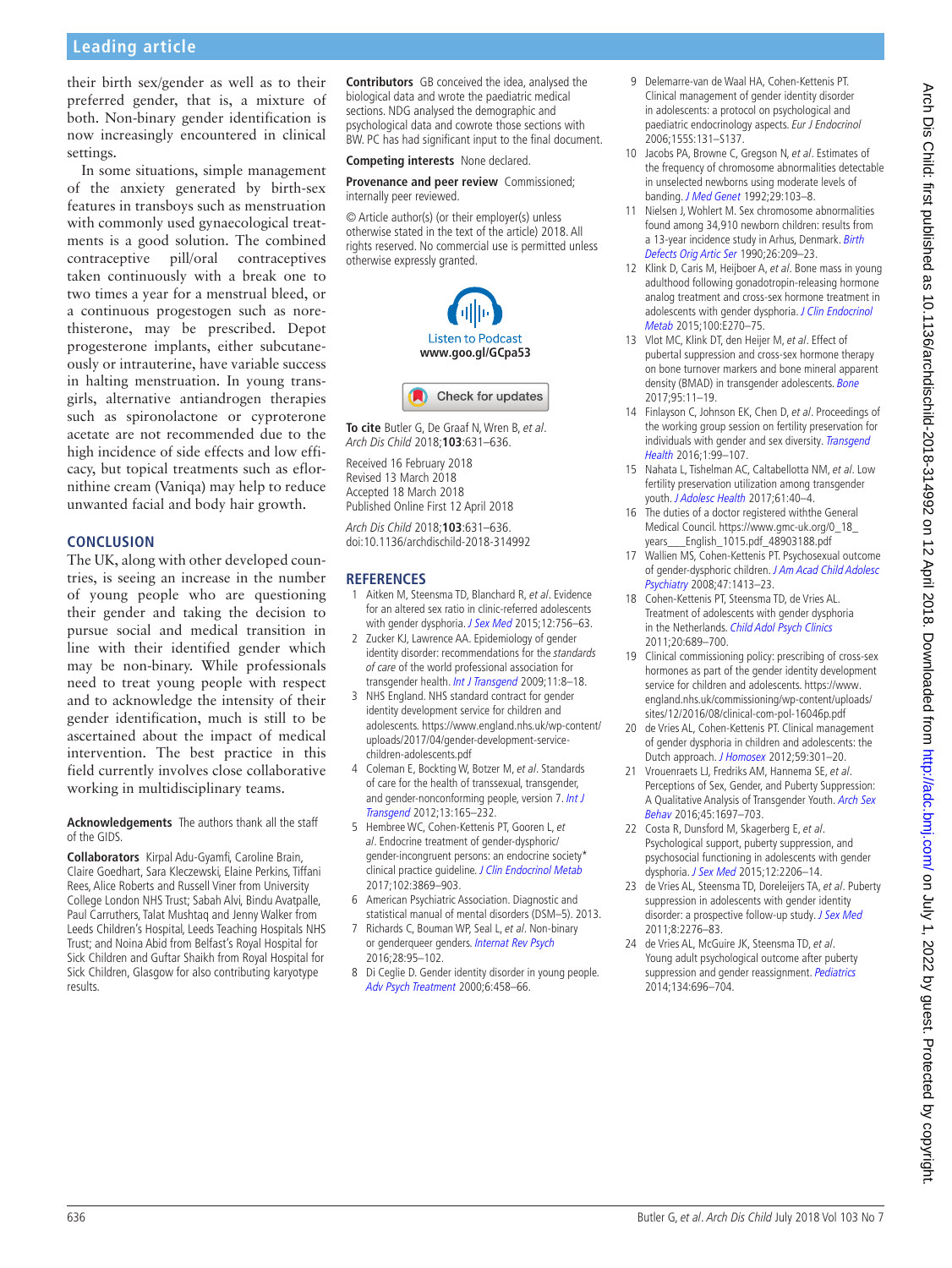their birth sex/gender as well as to their preferred gender, that is, a mixture of both. Non-binary gender identification is now increasingly encountered in clinical settings.

In some situations, simple management of the anxiety generated by birth-sex features in transboys such as menstruation with commonly used gynaecological treatments is a good solution. The combined contraceptive pill/oral contraceptives taken continuously with a break one to two times a year for a menstrual bleed, or a continuous progestogen such as norethisterone, may be prescribed. Depot progesterone implants, either subcutaneously or intrauterine, have variable success in halting menstruation. In young transgirls, alternative antiandrogen therapies such as spironolactone or cyproterone acetate are not recommended due to the high incidence of side effects and low efficacy, but topical treatments such as eflornithine cream (Vaniqa) may help to reduce unwanted facial and body hair growth.

## CONCLUSION

The UK, along with other developed countries, is seeing an increase in the number of young people who are questioning their gender and taking the decision to pursue social and medical transition in line with their identified gender which may be non-binary. While professionals need to treat young people with respect and to acknowledge the intensity of their gender identification, much is still to be ascertained about the impact of medical intervention. The best practice in this field currently involves close collaborative working in multidisciplinary teams.

**Acknowledgements** The authors thank all the staff of the GIDS.

**Collaborators** Kirpal Adu-Gyamfi, Caroline Brain, Claire Goedhart, Sara Kleczewski, Elaine Perkins, Tiffani Rees, Alice Roberts and Russell Viner from University College London NHS Trust; Sabah Alvi, Bindu Avatpalle, Paul Carruthers, Talat Mushtaq and Jenny Walker from Leeds Children's Hospital, Leeds Teaching Hospitals NHS Trust; and Noina Abid from Belfast's Royal Hospital for Sick Children and Guftar Shaikh from Royal Hospital for Sick Children, Glasgow for also contributing karyotype results.

**Contributors** GB conceived the idea, analysed the biological data and wrote the paediatric medical sections. NDG analysed the demographic and psychological data and cowrote those sections with BW. PC has had significant input to the final document.

**Competing interests** None declared.

**Provenance and peer review** Commissioned; internally peer reviewed.

© Article author(s) (or their employer(s) unless otherwise stated in the text of the article) 2018. All rights reserved. No commercial use is permitted unless otherwise expressly granted.

Listen to Podcast
www.goo.gl/GCpa53

**To cite** Butler G, De Graaf N, Wren B, *et al*. *Arch Dis Child* 2018;**103**:631–636.

Received 16 February 2018
Revised 13 March 2018
Accepted 18 March 2018
Published Online First 12 April 2018

*Arch Dis Child* 2018;**103**:631–636.
doi:10.1136/archdischild-2018-314992

## REFERENCES

1. Aitken M, Steensma TD, Blanchard R, *et al*. Evidence for an altered sex ratio in clinic-referred adolescents with gender dysphoria. *J Sex Med* 2015;12:756–63.
2. Zucker KJ, Lawrence AA. Epidemiology of gender identity disorder: recommendations for the *standards of care* of the world professional association for transgender health. *Int J Transgend* 2009;11:8–18.
3. NHS England. NHS standard contract for gender identity development service for children and adolescents. https://www.england.nhs.uk/wp-content/uploads/2017/04/gender-development-service-children-adolescents.pdf
4. Coleman E, Bockting W, Botzer M, *et al*. Standards of care for the health of transsexual, transgender, and gender-nonconforming people, version 7. *Int J Transgend* 2012;13:165–232.
5. Hembree WC, Cohen-Kettenis PT, Gooren L, *et al*. Endocrine treatment of gender-dysphoric/gender-incongruent persons: an endocrine society* clinical practice guideline. *J Clin Endocrinol Metab* 2017;102:3869–903.
6. American Psychiatric Association. Diagnostic and statistical manual of mental disorders (DSM–5). 2013.
7. Richards C, Bouman WP, Seal L, *et al*. Non-binary or genderqueer genders. *Internat Rev Psych* 2016;28:95–102.
8. Di Ceglie D. Gender identity disorder in young people. *Adv Psych Treatment* 2000;6:458–66.
9. Delemarre-van de Waal HA, Cohen-Kettenis PT. Clinical management of gender identity disorder in adolescents: a protocol on psychological and paediatric endocrinology aspects. *Eur J Endocrinol* 2006;155S:131–S137.
10. Jacobs PA, Browne C, Gregson N, *et al*. Estimates of the frequency of chromosome abnormalities detectable in unselected newborns using moderate levels of banding. *J Med Genet* 1992;29:103–8.
11. Nielsen J, Wohlert M. Sex chromosome abnormalities found among 34,910 newborn children: results from a 13-year incidence study in Arhus, Denmark. *Birth Defects Orig Artic Ser* 1990;26:209–23.
12. Klink D, Caris M, Heijboer A, *et al*. Bone mass in young adulthood following gonadotropin-releasing hormone analog treatment and cross-sex hormone treatment in adolescents with gender dysphoria. *J Clin Endocrinol Metab* 2015;100:E270–75.
13. Vlot MC, Klink DT, den Heijer M, *et al*. Effect of pubertal suppression and cross-sex hormone therapy on bone turnover markers and bone mineral apparent density (BMAD) in transgender adolescents. *Bone* 2017;95:11–19.
14. Finlayson C, Johnson EK, Chen D, *et al*. Proceedings of the working group session on fertility preservation for individuals with gender and sex diversity. *Transgend Health* 2016;1:99–107.
15. Nahata L, Tishelman AC, Caltabellotta NM, *et al*. Low fertility preservation utilization among transgender youth. *J Adolesc Health* 2017;61:40–4.
16. The duties of a doctor registered withthe General Medical Council. https://www.gmc-uk.org/0_18_years___English_1015.pdf_48903188.pdf
17. Wallien MS, Cohen-Kettenis PT. Psychosexual outcome of gender-dysphoric children. *J Am Acad Child Adolesc Psychiatry* 2008;47:1413–23.
18. Cohen-Kettenis PT, Steensma TD, de Vries AL. Treatment of adolescents with gender dysphoria in the Netherlands. *Child Adol Psych Clinics* 2011;20:689–700.
19. Clinical commissioning policy: prescribing of cross-sex hormones as part of the gender identity development service for children and adolescents. https://www.england.nhs.uk/commissioning/wp-content/uploads/sites/12/2016/08/clinical-com-pol-16046p.pdf
20. de Vries AL, Cohen-Kettenis PT. Clinical management of gender dysphoria in children and adolescents: the Dutch approach. *J Homosex* 2012;59:301–20.
21. Vrouenraets LJ, Fredriks AM, Hannema SE, *et al*. Perceptions of Sex, Gender, and Puberty Suppression: A Qualitative Analysis of Transgender Youth. *Arch Sex Behav* 2016;45:1697–703.
22. Costa R, Dunsford M, Skagerberg E, *et al*. Psychological support, puberty suppression, and psychosocial functioning in adolescents with gender dysphoria. *J Sex Med* 2015;12:2206–14.
23. de Vries AL, Steensma TD, Doreleijers TA, *et al*. Puberty suppression in adolescents with gender identity disorder: a prospective follow-up study. *J Sex Med* 2011;8:2276–83.
24. de Vries AL, McGuire JK, Steensma TD, *et al*. Young adult psychological outcome after puberty suppression and gender reassignment. *Pediatrics* 2014;134:696–704.